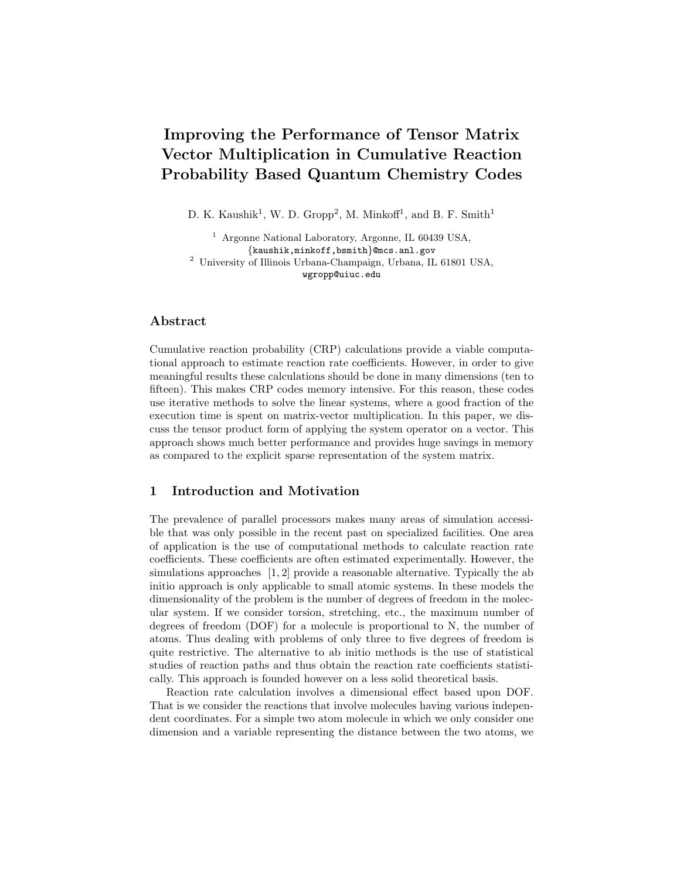# Improving the Performance of Tensor Matrix Vector Multiplication in Cumulative Reaction Probability Based Quantum Chemistry Codes

D. K. Kaushik[1], W. D. Gropp[2], M. Minkoff[1], and B. F. Smith[1]

[1] Argonne National Laboratory, Argonne, IL 60439 USA, {kaushik,minkoff,bsmith}@mcs.anl.gov

[2] University of Illinois Urbana-Champaign, Urbana, IL 61801 USA, wgropp@uiuc.edu

## Abstract

Cumulative reaction probability (CRP) calculations provide a viable computational approach to estimate reaction rate coefficients. However, in order to give meaningful results these calculations should be done in many dimensions (ten to fifteen). This makes CRP codes memory intensive. For this reason, these codes use iterative methods to solve the linear systems, where a good fraction of the execution time is spent on matrix-vector multiplication. In this paper, we discuss the tensor product form of applying the system operator on a vector. This approach shows much better performance and provides huge savings in memory as compared to the explicit sparse representation of the system matrix.

## 1 Introduction and Motivation

The prevalence of parallel processors makes many areas of simulation accessible that was only possible in the recent past on specialized facilities. One area of application is the use of computational methods to calculate reaction rate coefficients. These coefficients are often estimated experimentally. However, the simulations approaches [1, 2] provide a reasonable alternative. Typically the ab initio approach is only applicable to small atomic systems. In these models the dimensionality of the problem is the number of degrees of freedom in the molecular system. If we consider torsion, stretching, etc., the maximum number of degrees of freedom (DOF) for a molecule is proportional to N, the number of atoms. Thus dealing with problems of only three to five degrees of freedom is quite restrictive. The alternative to ab initio methods is the use of statistical studies of reaction paths and thus obtain the reaction rate coefficients statistically. This approach is founded however on a less solid theoretical basis.

Reaction rate calculation involves a dimensional effect based upon DOF. That is we consider the reactions that involve molecules having various independent coordinates. For a simple two atom molecule in which we only consider one dimension and a variable representing the distance between the two atoms, we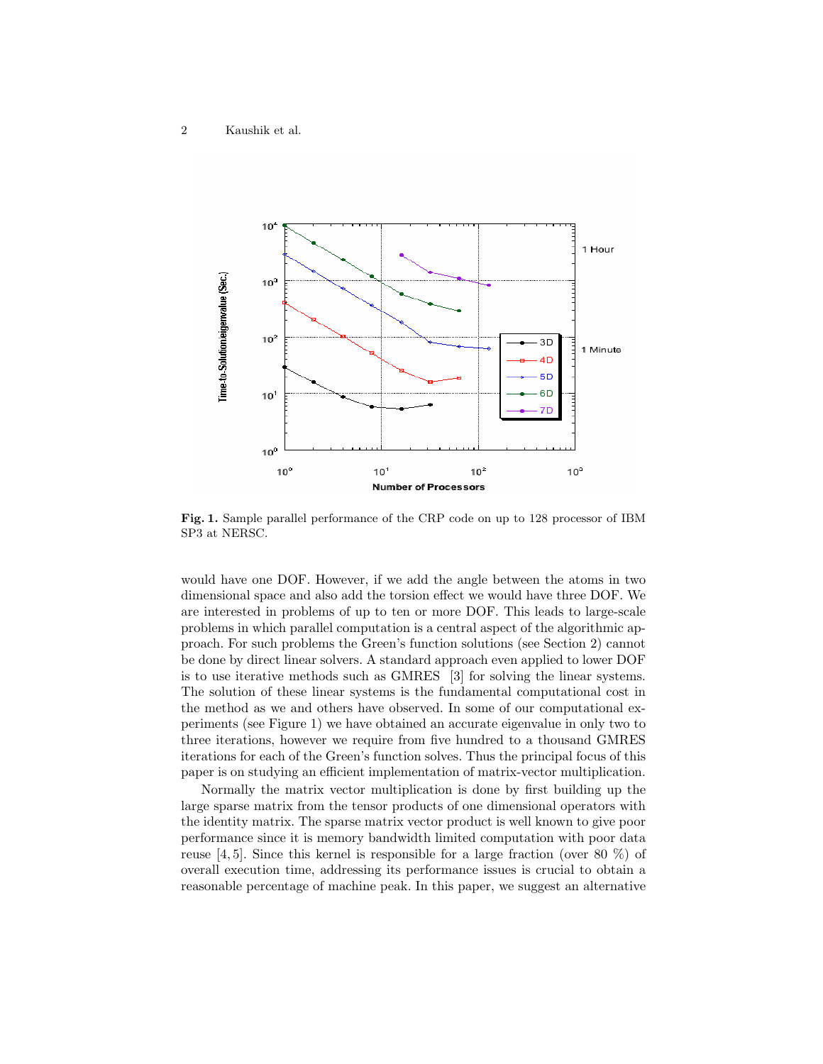Fig. 1. Sample parallel performance of the CRP code on up to 128 processor of IBM SP3 at NERSC.

would have one DOF. However, if we add the angle between the atoms in two dimensional space and also add the torsion effect we would have three DOF. We are interested in problems of up to ten or more DOF. This leads to large-scale problems in which parallel computation is a central aspect of the algorithmic approach. For such problems the Green's function solutions (see Section 2) cannot be done by direct linear solvers. A standard approach even applied to lower DOF is to use iterative methods such as GMRES [3] for solving the linear systems. The solution of these linear systems is the fundamental computational cost in the method as we and others have observed. In some of our computational experiments (see Figure 1) we have obtained an accurate eigenvalue in only two to three iterations, however we require from five hundred to a thousand GMRES iterations for each of the Green's function solves. Thus the principal focus of this paper is on studying an efficient implementation of matrix-vector multiplication.

Normally the matrix vector multiplication is done by first building up the large sparse matrix from the tensor products of one dimensional operators with the identity matrix. The sparse matrix vector product is well known to give poor performance since it is memory bandwidth limited computation with poor data reuse [4, 5]. Since this kernel is responsible for a large fraction (over 80 %) of overall execution time, addressing its performance issues is crucial to obtain a reasonable percentage of machine peak. In this paper, we suggest an alternative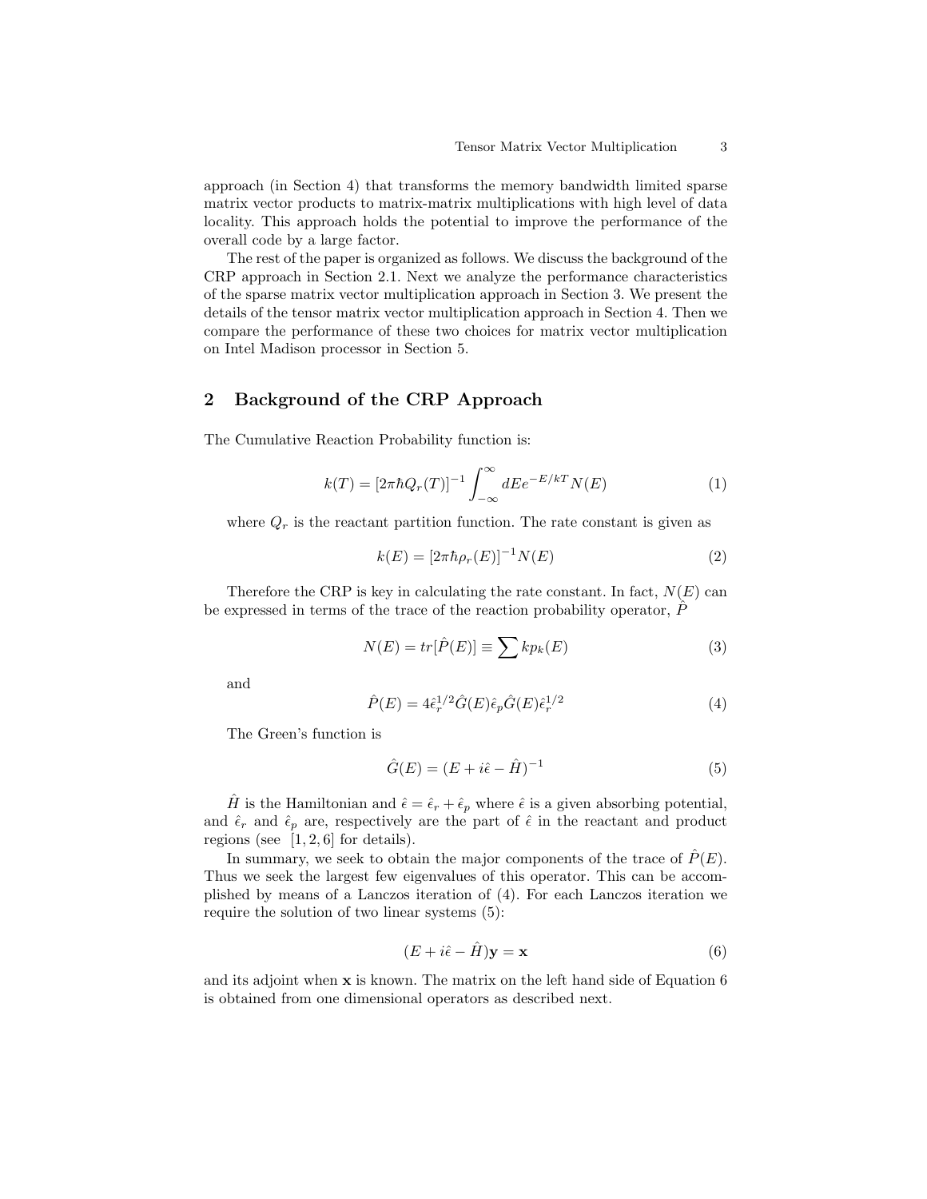approach (in Section 4) that transforms the memory bandwidth limited sparse matrix vector products to matrix-matrix multiplications with high level of data locality. This approach holds the potential to improve the performance of the overall code by a large factor.

The rest of the paper is organized as follows. We discuss the background of the CRP approach in Section 2.1. Next we analyze the performance characteristics of the sparse matrix vector multiplication approach in Section 3. We present the details of the tensor matrix vector multiplication approach in Section 4. Then we compare the performance of these two choices for matrix vector multiplication on Intel Madison processor in Section 5.

## 2 Background of the CRP Approach

The Cumulative Reaction Probability function is:

$$k(T) = [2\pi\hbar Q_r(T)]^{-1} \int_{-\infty}^{\infty} dE e^{-E/kT} N(E) \tag{1}$$

where $Q_r$ is the reactant partition function. The rate constant is given as

$$k(E) = [2\pi\hbar\rho_r(E)]^{-1} N(E) \tag{2}$$

Therefore the CRP is key in calculating the rate constant. In fact, $N(E)$ can be expressed in terms of the trace of the reaction probability operator, $\hat{P}$

$$N(E) = tr[\hat{P}(E)] \equiv \sum kp_k(E) \tag{3}$$

and

$$\hat{P}(E) = 4\hat{\epsilon}_r^{1/2}\hat{G}(E)\hat{\epsilon}_p\hat{G}(E)\hat{\epsilon}_r^{1/2} \tag{4}$$

The Green's function is

$$\hat{G}(E) = (E + i\hat{\epsilon} - \hat{H})^{-1} \tag{5}$$

$\hat{H}$ is the Hamiltonian and $\hat{\epsilon} = \hat{\epsilon}_r + \hat{\epsilon}_p$ where $\hat{\epsilon}$ is a given absorbing potential, and $\hat{\epsilon}_r$ and $\hat{\epsilon}_p$ are, respectively are the part of $\hat{\epsilon}$ in the reactant and product regions (see [1, 2, 6] for details).

In summary, we seek to obtain the major components of the trace of $\hat{P}(E)$. Thus we seek the largest few eigenvalues of this operator. This can be accomplished by means of a Lanczos iteration of (4). For each Lanczos iteration we require the solution of two linear systems (5):

$$(E + i\hat{\epsilon} - \hat{H})\mathbf{y} = \mathbf{x} \tag{6}$$

and its adjoint when $\mathbf{x}$ is known. The matrix on the left hand side of Equation 6 is obtained from one dimensional operators as described next.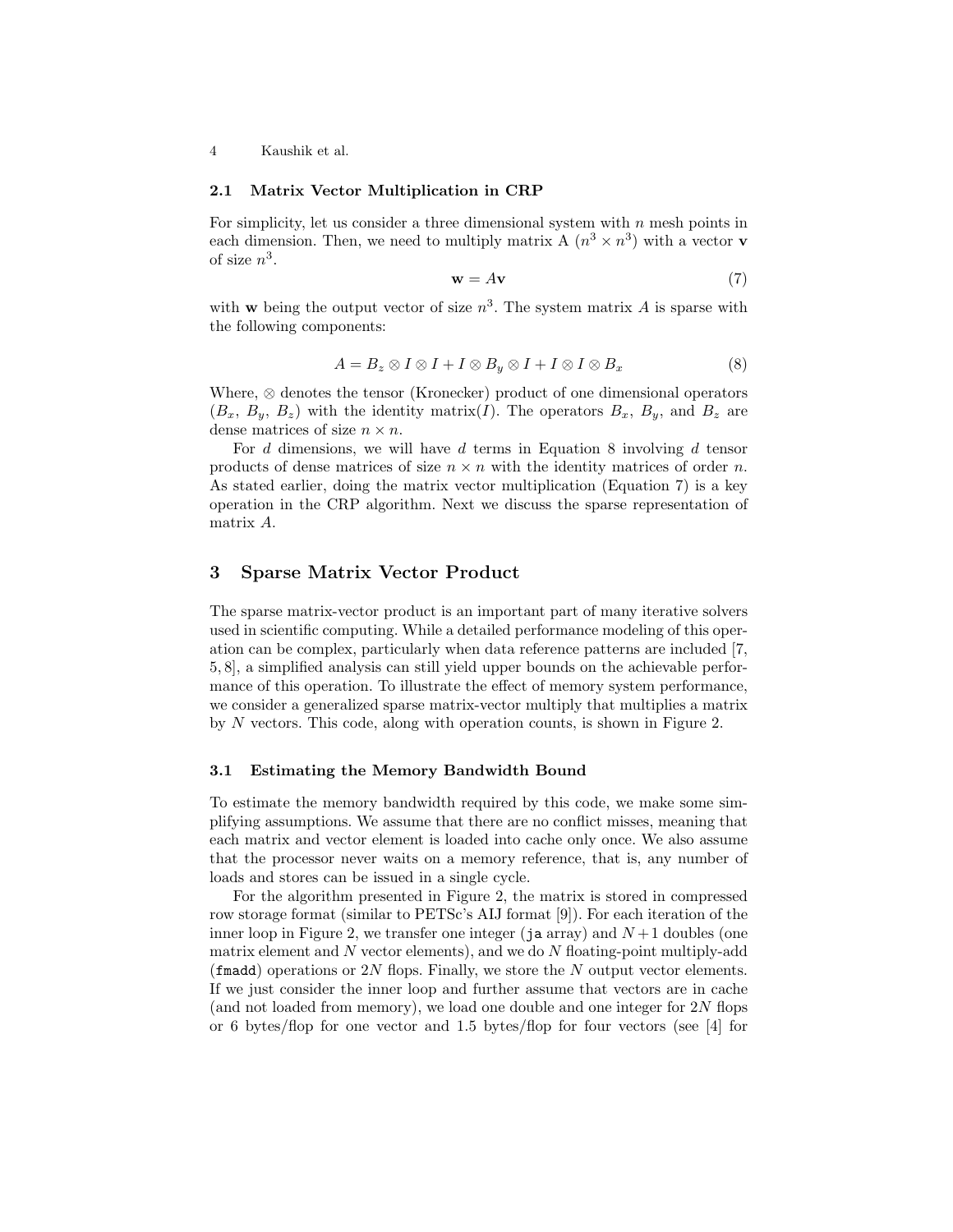### 2.1 Matrix Vector Multiplication in CRP

For simplicity, let us consider a three dimensional system with $n$ mesh points in each dimension. Then, we need to multiply matrix A ($n^3 \times n^3$) with a vector $\mathbf{v}$ of size $n^3$.

$$\mathbf{w} = A\mathbf{v} \tag{7}$$

with $\mathbf{w}$ being the output vector of size $n^3$. The system matrix $A$ is sparse with the following components:

$$A = B_z \otimes I \otimes I + I \otimes B_y \otimes I + I \otimes I \otimes B_x \tag{8}$$

Where, $\otimes$ denotes the tensor (Kronecker) product of one dimensional operators ($B_x$, $B_y$, $B_z$) with the identity matrix($I$). The operators $B_x$, $B_y$, and $B_z$ are dense matrices of size $n \times n$.

For $d$ dimensions, we will have $d$ terms in Equation 8 involving $d$ tensor products of dense matrices of size $n \times n$ with the identity matrices of order $n$. As stated earlier, doing the matrix vector multiplication (Equation 7) is a key operation in the CRP algorithm. Next we discuss the sparse representation of matrix $A$.

## 3 Sparse Matrix Vector Product

The sparse matrix-vector product is an important part of many iterative solvers used in scientific computing. While a detailed performance modeling of this operation can be complex, particularly when data reference patterns are included [7, 5, 8], a simplified analysis can still yield upper bounds on the achievable performance of this operation. To illustrate the effect of memory system performance, we consider a generalized sparse matrix-vector multiply that multiplies a matrix by $N$ vectors. This code, along with operation counts, is shown in Figure 2.

### 3.1 Estimating the Memory Bandwidth Bound

To estimate the memory bandwidth required by this code, we make some simplifying assumptions. We assume that there are no conflict misses, meaning that each matrix and vector element is loaded into cache only once. We also assume that the processor never waits on a memory reference, that is, any number of loads and stores can be issued in a single cycle.

For the algorithm presented in Figure 2, the matrix is stored in compressed row storage format (similar to PETSc's AIJ format [9]). For each iteration of the inner loop in Figure 2, we transfer one integer (`ja` array) and $N+1$ doubles (one matrix element and $N$ vector elements), and we do $N$ floating-point multiply-add (`fmadd`) operations or $2N$ flops. Finally, we store the $N$ output vector elements. If we just consider the inner loop and further assume that vectors are in cache (and not loaded from memory), we load one double and one integer for $2N$ flops or 6 bytes/flop for one vector and 1.5 bytes/flop for four vectors (see [4] for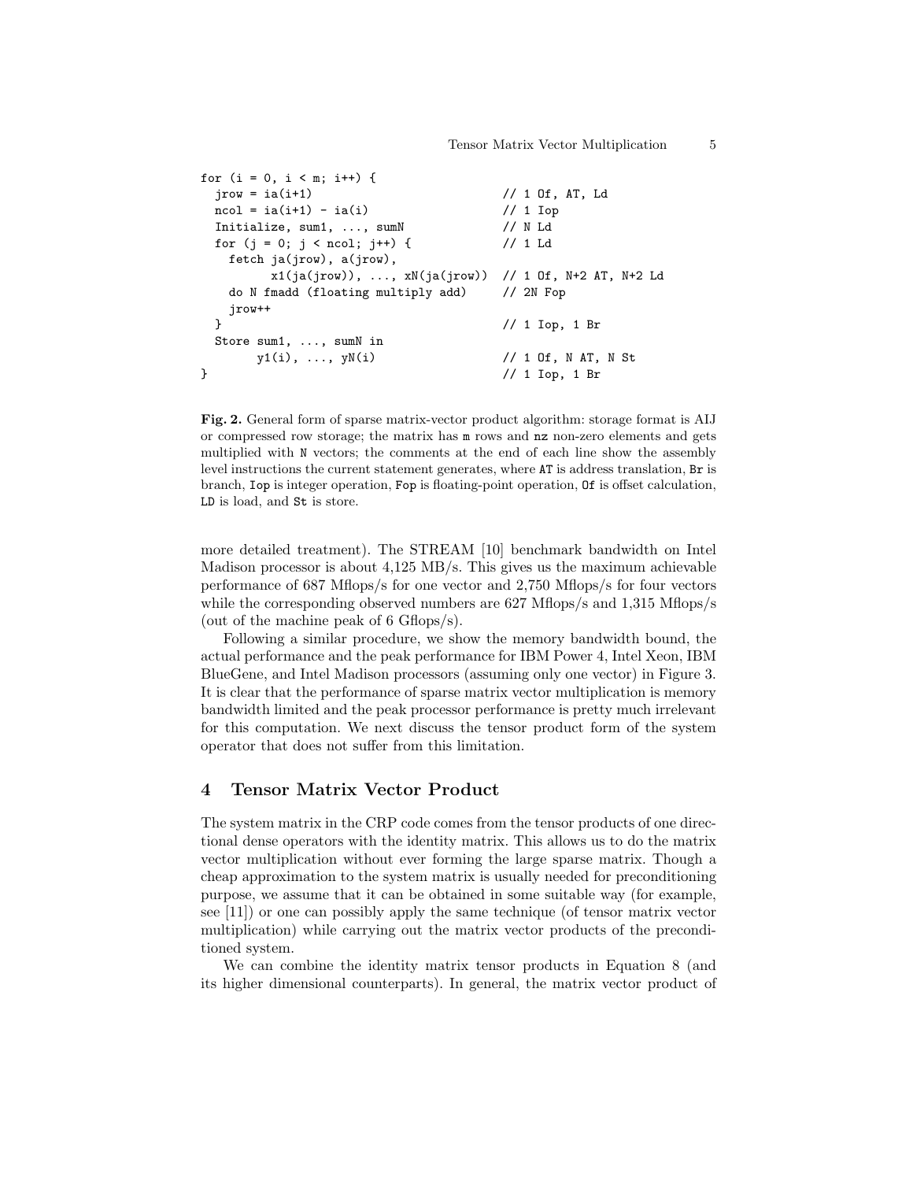```
for (i = 0, i < m; i++) {
  jrow = ia(i+1)                          // 1 Of, AT, Ld
  ncol = ia(i+1) - ia(i)                  // 1 Iop
  Initialize, sum1, ..., sumN             // N Ld
  for (j = 0; j < ncol; j++) {            // 1 Ld
    fetch ja(jrow), a(jrow),
          x1(ja(jrow)), ..., xN(ja(jrow))  // 1 Of, N+2 AT, N+2 Ld
    do N fmadd (floating multiply add)    // 2N Fop
    jrow++
  }                                       // 1 Iop, 1 Br
  Store sum1, ..., sumN in
        y1(i), ..., yN(i)                 // 1 Of, N AT, N St
}                                         // 1 Iop, 1 Br
```

**Fig. 2.** General form of sparse matrix-vector product algorithm: storage format is AIJ or compressed row storage; the matrix has `m` rows and `nz` non-zero elements and gets multiplied with `N` vectors; the comments at the end of each line show the assembly level instructions the current statement generates, where `AT` is address translation, `Br` is branch, `Iop` is integer operation, `Fop` is floating-point operation, `Of` is offset calculation, `LD` is load, and `St` is store.

more detailed treatment). The STREAM [10] benchmark bandwidth on Intel Madison processor is about 4,125 MB/s. This gives us the maximum achievable performance of 687 Mflops/s for one vector and 2,750 Mflops/s for four vectors while the corresponding observed numbers are 627 Mflops/s and 1,315 Mflops/s (out of the machine peak of 6 Gflops/s).

Following a similar procedure, we show the memory bandwidth bound, the actual performance and the peak performance for IBM Power 4, Intel Xeon, IBM BlueGene, and Intel Madison processors (assuming only one vector) in Figure 3. It is clear that the performance of sparse matrix vector multiplication is memory bandwidth limited and the peak processor performance is pretty much irrelevant for this computation. We next discuss the tensor product form of the system operator that does not suffer from this limitation.

## 4 Tensor Matrix Vector Product

The system matrix in the CRP code comes from the tensor products of one directional dense operators with the identity matrix. This allows us to do the matrix vector multiplication without ever forming the large sparse matrix. Though a cheap approximation to the system matrix is usually needed for preconditioning purpose, we assume that it can be obtained in some suitable way (for example, see [11]) or one can possibly apply the same technique (of tensor matrix vector multiplication) while carrying out the matrix vector products of the preconditioned system.

We can combine the identity matrix tensor products in Equation 8 (and its higher dimensional counterparts). In general, the matrix vector product of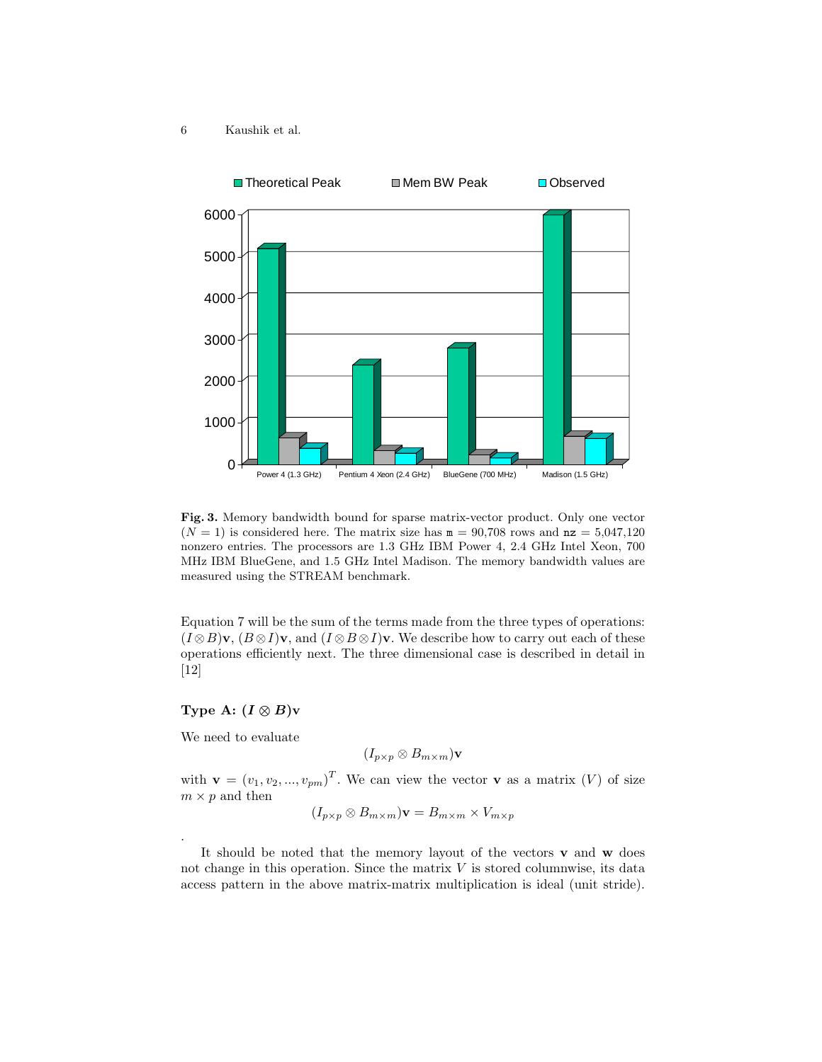**Fig. 3.** Memory bandwidth bound for sparse matrix-vector product. Only one vector ($N = 1$) is considered here. The matrix size has $\mathtt{m} = 90{,}708$ rows and $\mathtt{nz} = 5{,}047{,}120$ nonzero entries. The processors are 1.3 GHz IBM Power 4, 2.4 GHz Intel Xeon, 700 MHz IBM BlueGene, and 1.5 GHz Intel Madison. The memory bandwidth values are measured using the STREAM benchmark.

Equation 7 will be the sum of the terms made from the three types of operations: $(I \otimes B)\mathbf{v}$, $(B \otimes I)\mathbf{v}$, and $(I \otimes B \otimes I)\mathbf{v}$. We describe how to carry out each of these operations efficiently next. The three dimensional case is described in detail in [12]

### Type A: $(I \otimes B)\mathbf{v}$

We need to evaluate

$$(I_{p \times p} \otimes B_{m \times m})\mathbf{v}$$

with $\mathbf{v} = (v_1, v_2, ..., v_{pm})^T$. We can view the vector $\mathbf{v}$ as a matrix ($V$) of size $m \times p$ and then

$$(I_{p \times p} \otimes B_{m \times m})\mathbf{v} = B_{m \times m} \times V_{m \times p}$$

.

It should be noted that the memory layout of the vectors $\mathbf{v}$ and $\mathbf{w}$ does not change in this operation. Since the matrix $V$ is stored columnwise, its data access pattern in the above matrix-matrix multiplication is ideal (unit stride).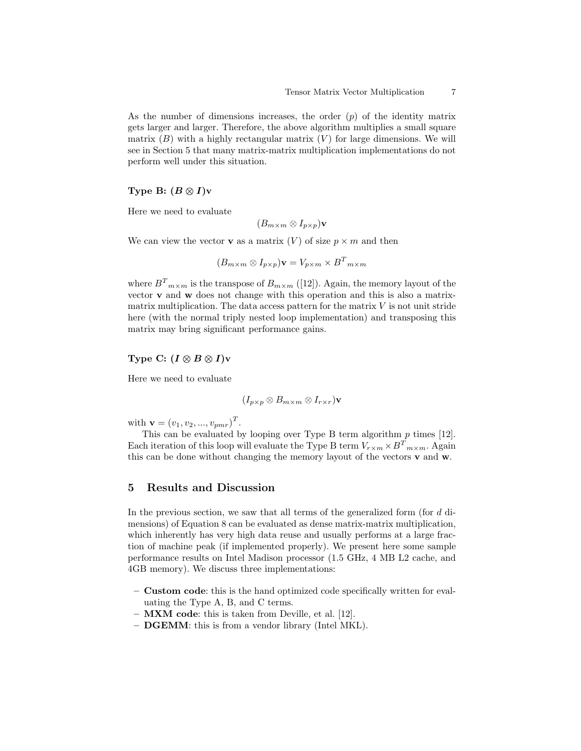As the number of dimensions increases, the order ($p$) of the identity matrix gets larger and larger. Therefore, the above algorithm multiplies a small square matrix ($B$) with a highly rectangular matrix ($V$) for large dimensions. We will see in Section 5 that many matrix-matrix multiplication implementations do not perform well under this situation.

### Type B: $(\boldsymbol{B} \otimes \boldsymbol{I})\mathbf{v}$

Here we need to evaluate

$$(B_{m\times m} \otimes I_{p\times p})\mathbf{v}$$

We can view the vector $\mathbf{v}$ as a matrix ($V$) of size $p \times m$ and then

$$(B_{m\times m} \otimes I_{p\times p})\mathbf{v} = V_{p\times m} \times {B^T}_{m\times m}$$

where ${B^T}_{m\times m}$ is the transpose of $B_{m\times m}$ ([12]). Again, the memory layout of the vector $\mathbf{v}$ and $\mathbf{w}$ does not change with this operation and this is also a matrix-matrix multiplication. The data access pattern for the matrix $V$ is not unit stride here (with the normal triply nested loop implementation) and transposing this matrix may bring significant performance gains.

### Type C: $(\boldsymbol{I} \otimes \boldsymbol{B} \otimes \boldsymbol{I})\mathbf{v}$

Here we need to evaluate

$$(I_{p\times p} \otimes B_{m\times m} \otimes I_{r\times r})\mathbf{v}$$

with $\mathbf{v} = (v_1, v_2, ..., v_{pmr})^T$.

This can be evaluated by looping over Type B term algorithm $p$ times [12]. Each iteration of this loop will evaluate the Type B term $V_{r\times m} \times {B^T}_{m\times m}$. Again this can be done without changing the memory layout of the vectors $\mathbf{v}$ and $\mathbf{w}$.

## 5 Results and Discussion

In the previous section, we saw that all terms of the generalized form (for $d$ dimensions) of Equation 8 can be evaluated as dense matrix-matrix multiplication, which inherently has very high data reuse and usually performs at a large fraction of machine peak (if implemented properly). We present here some sample performance results on Intel Madison processor (1.5 GHz, 4 MB L2 cache, and 4GB memory). We discuss three implementations:

- **Custom code**: this is the hand optimized code specifically written for evaluating the Type A, B, and C terms.
- **MXM code**: this is taken from Deville, et al. [12].
- **DGEMM**: this is from a vendor library (Intel MKL).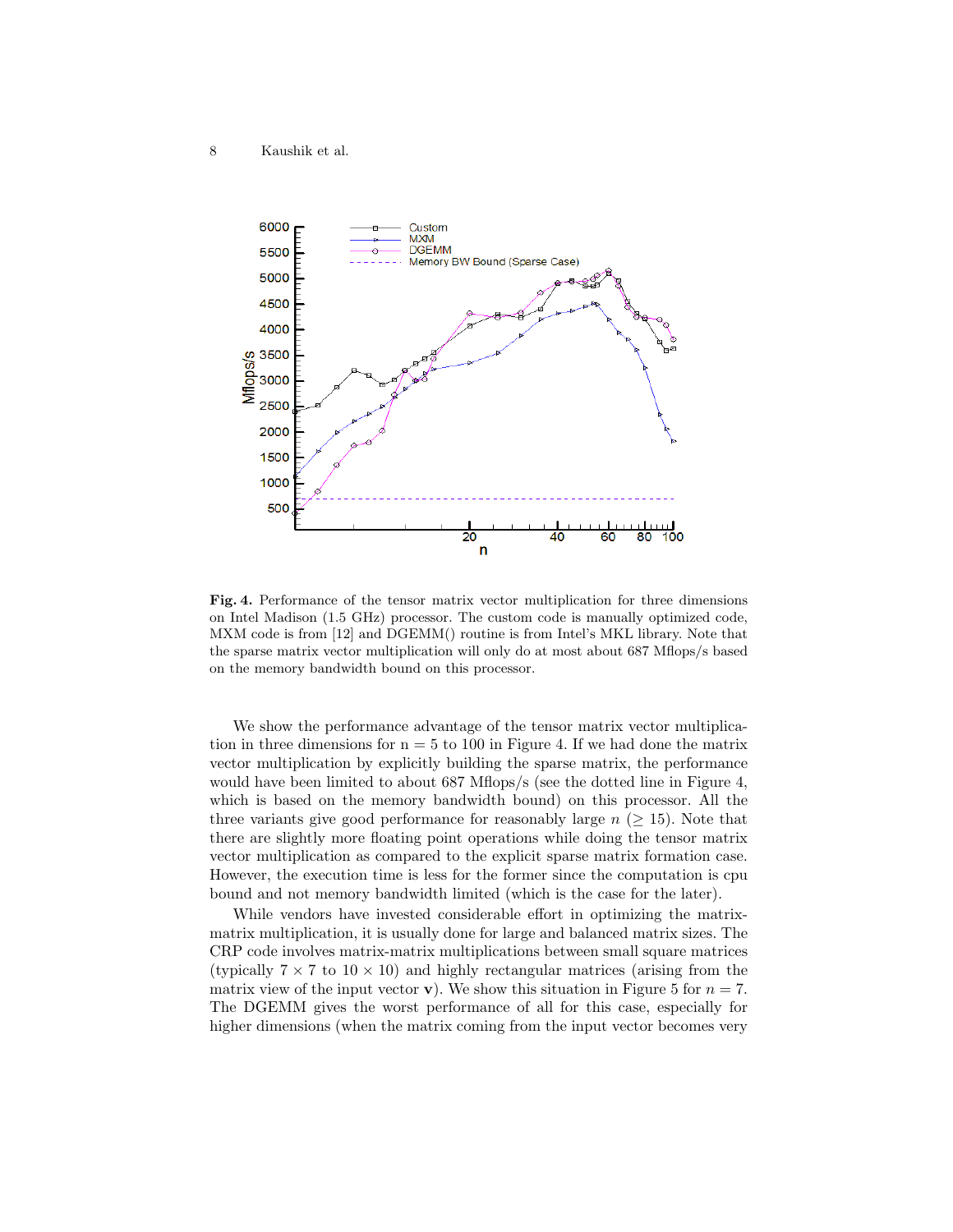**Fig. 4.** Performance of the tensor matrix vector multiplication for three dimensions on Intel Madison (1.5 GHz) processor. The custom code is manually optimized code, MXM code is from [12] and DGEMM() routine is from Intel's MKL library. Note that the sparse matrix vector multiplication will only do at most about 687 Mflops/s based on the memory bandwidth bound on this processor.

We show the performance advantage of the tensor matrix vector multiplication in three dimensions for n = 5 to 100 in Figure 4. If we had done the matrix vector multiplication by explicitly building the sparse matrix, the performance would have been limited to about 687 Mflops/s (see the dotted line in Figure 4, which is based on the memory bandwidth bound) on this processor. All the three variants give good performance for reasonably large $n$ ($\geq 15$). Note that there are slightly more floating point operations while doing the tensor matrix vector multiplication as compared to the explicit sparse matrix formation case. However, the execution time is less for the former since the computation is cpu bound and not memory bandwidth limited (which is the case for the later).

While vendors have invested considerable effort in optimizing the matrix-matrix multiplication, it is usually done for large and balanced matrix sizes. The CRP code involves matrix-matrix multiplications between small square matrices (typically $7 \times 7$ to $10 \times 10$) and highly rectangular matrices (arising from the matrix view of the input vector $\mathbf{v}$). We show this situation in Figure 5 for $n = 7$. The DGEMM gives the worst performance of all for this case, especially for higher dimensions (when the matrix coming from the input vector becomes very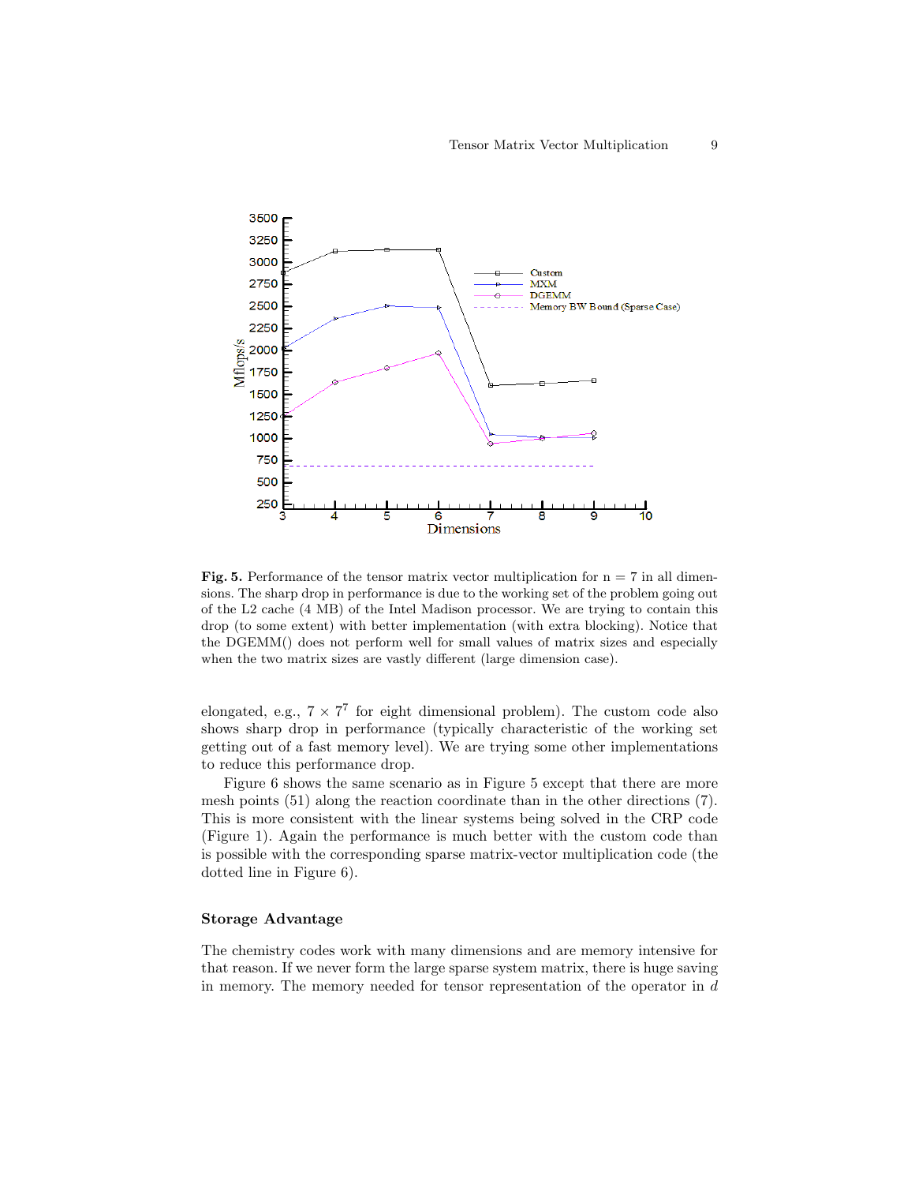**Fig. 5.** Performance of the tensor matrix vector multiplication for n = 7 in all dimensions. The sharp drop in performance is due to the working set of the problem going out of the L2 cache (4 MB) of the Intel Madison processor. We are trying to contain this drop (to some extent) with better implementation (with extra blocking). Notice that the DGEMM() does not perform well for small values of matrix sizes and especially when the two matrix sizes are vastly different (large dimension case).

elongated, e.g., $7 \times 7^7$ for eight dimensional problem). The custom code also shows sharp drop in performance (typically characteristic of the working set getting out of a fast memory level). We are trying some other implementations to reduce this performance drop.

Figure 6 shows the same scenario as in Figure 5 except that there are more mesh points (51) along the reaction coordinate than in the other directions (7). This is more consistent with the linear systems being solved in the CRP code (Figure 1). Again the performance is much better with the custom code than is possible with the corresponding sparse matrix-vector multiplication code (the dotted line in Figure 6).

### Storage Advantage

The chemistry codes work with many dimensions and are memory intensive for that reason. If we never form the large sparse system matrix, there is huge saving in memory. The memory needed for tensor representation of the operator in $d$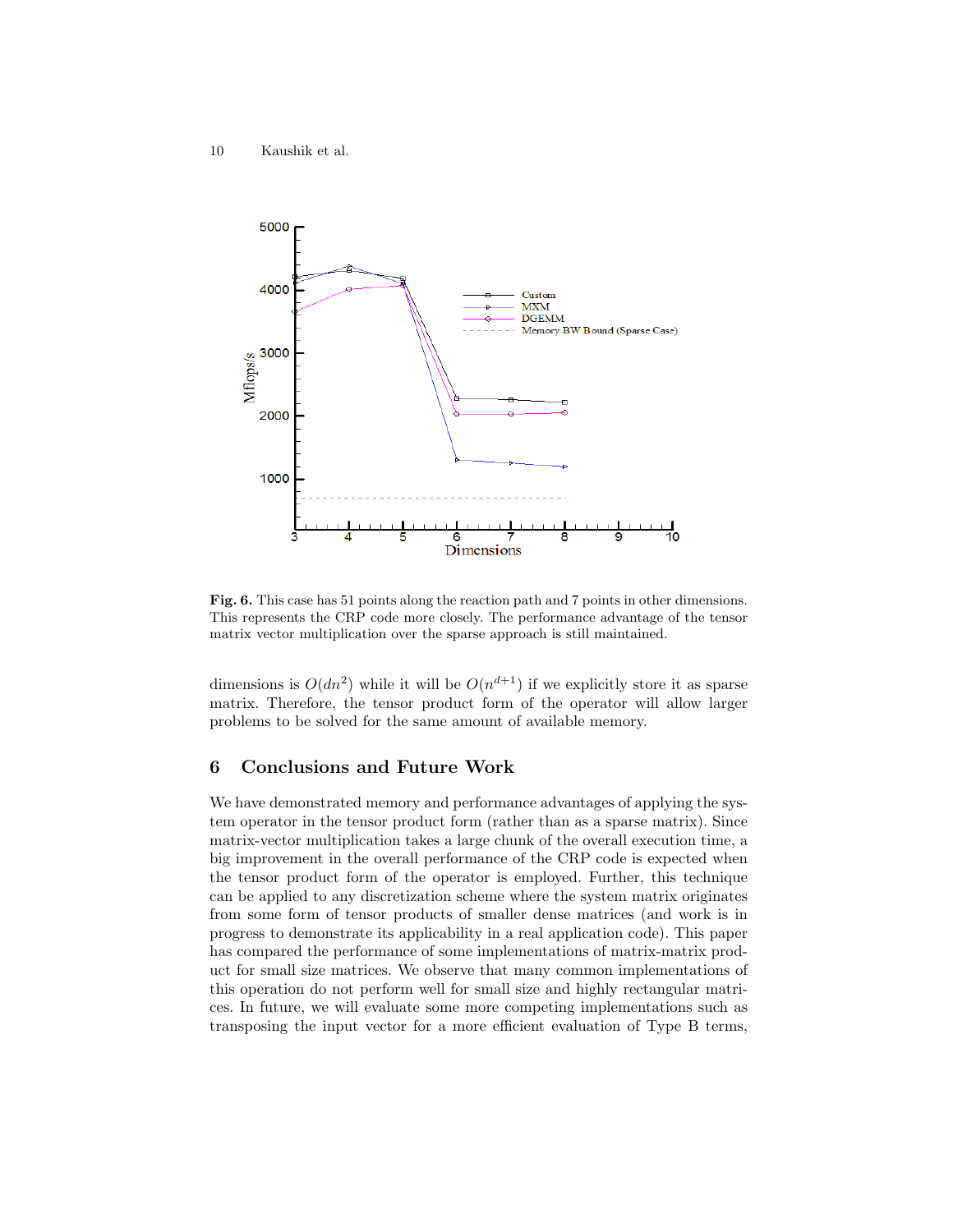**Fig. 6.** This case has 51 points along the reaction path and 7 points in other dimensions. This represents the CRP code more closely. The performance advantage of the tensor matrix vector multiplication over the sparse approach is still maintained.

dimensions is $O(dn^2)$ while it will be $O(n^{d+1})$ if we explicitly store it as sparse matrix. Therefore, the tensor product form of the operator will allow larger problems to be solved for the same amount of available memory.

## 6 Conclusions and Future Work

We have demonstrated memory and performance advantages of applying the system operator in the tensor product form (rather than as a sparse matrix). Since matrix-vector multiplication takes a large chunk of the overall execution time, a big improvement in the overall performance of the CRP code is expected when the tensor product form of the operator is employed. Further, this technique can be applied to any discretization scheme where the system matrix originates from some form of tensor products of smaller dense matrices (and work is in progress to demonstrate its applicability in a real application code). This paper has compared the performance of some implementations of matrix-matrix product for small size matrices. We observe that many common implementations of this operation do not perform well for small size and highly rectangular matrices. In future, we will evaluate some more competing implementations such as transposing the input vector for a more efficient evaluation of Type B terms,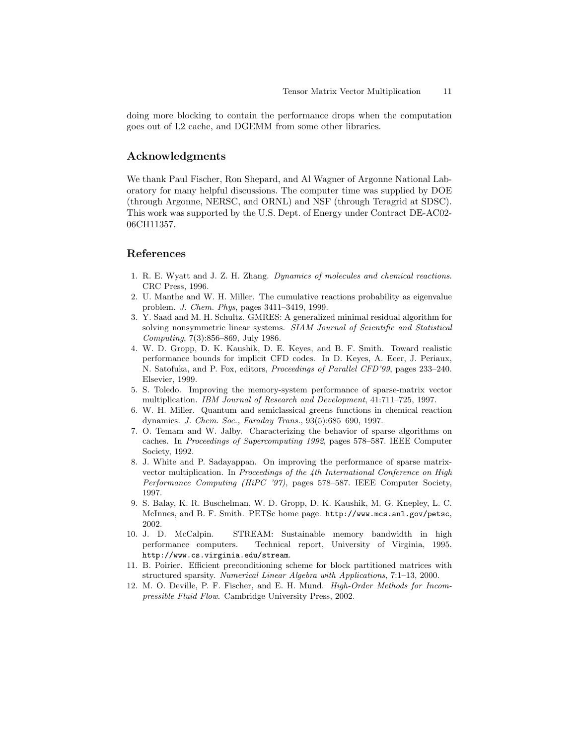doing more blocking to contain the performance drops when the computation goes out of L2 cache, and DGEMM from some other libraries.

## Acknowledgments

We thank Paul Fischer, Ron Shepard, and Al Wagner of Argonne National Laboratory for many helpful discussions. The computer time was supplied by DOE (through Argonne, NERSC, and ORNL) and NSF (through Teragrid at SDSC). This work was supported by the U.S. Dept. of Energy under Contract DE-AC02-06CH11357.

## References

1. R. E. Wyatt and J. Z. H. Zhang. *Dynamics of molecules and chemical reactions*. CRC Press, 1996.
2. U. Manthe and W. H. Miller. The cumulative reactions probability as eigenvalue problem. *J. Chem. Phys*, pages 3411–3419, 1999.
3. Y. Saad and M. H. Schultz. GMRES: A generalized minimal residual algorithm for solving nonsymmetric linear systems. *SIAM Journal of Scientific and Statistical Computing*, 7(3):856–869, July 1986.
4. W. D. Gropp, D. K. Kaushik, D. E. Keyes, and B. F. Smith. Toward realistic performance bounds for implicit CFD codes. In D. Keyes, A. Ecer, J. Periaux, N. Satofuka, and P. Fox, editors, *Proceedings of Parallel CFD'99*, pages 233–240. Elsevier, 1999.
5. S. Toledo. Improving the memory-system performance of sparse-matrix vector multiplication. *IBM Journal of Research and Development*, 41:711–725, 1997.
6. W. H. Miller. Quantum and semiclassical greens functions in chemical reaction dynamics. *J. Chem. Soc., Faraday Trans.*, 93(5):685–690, 1997.
7. O. Temam and W. Jalby. Characterizing the behavior of sparse algorithms on caches. In *Proceedings of Supercomputing 1992*, pages 578–587. IEEE Computer Society, 1992.
8. J. White and P. Sadayappan. On improving the performance of sparse matrix-vector multiplication. In *Proceedings of the 4th International Conference on High Performance Computing (HiPC '97)*, pages 578–587. IEEE Computer Society, 1997.
9. S. Balay, K. R. Buschelman, W. D. Gropp, D. K. Kaushik, M. G. Knepley, L. C. McInnes, and B. F. Smith. PETSc home page. `http://www.mcs.anl.gov/petsc`, 2002.
10. J. D. McCalpin. STREAM: Sustainable memory bandwidth in high performance computers. Technical report, University of Virginia, 1995. `http://www.cs.virginia.edu/stream`.
11. B. Poirier. Efficient preconditioning scheme for block partitioned matrices with structured sparsity. *Numerical Linear Algebra with Applications*, 7:1–13, 2000.
12. M. O. Deville, P. F. Fischer, and E. H. Mund. *High-Order Methods for Incompressible Fluid Flow*. Cambridge University Press, 2002.